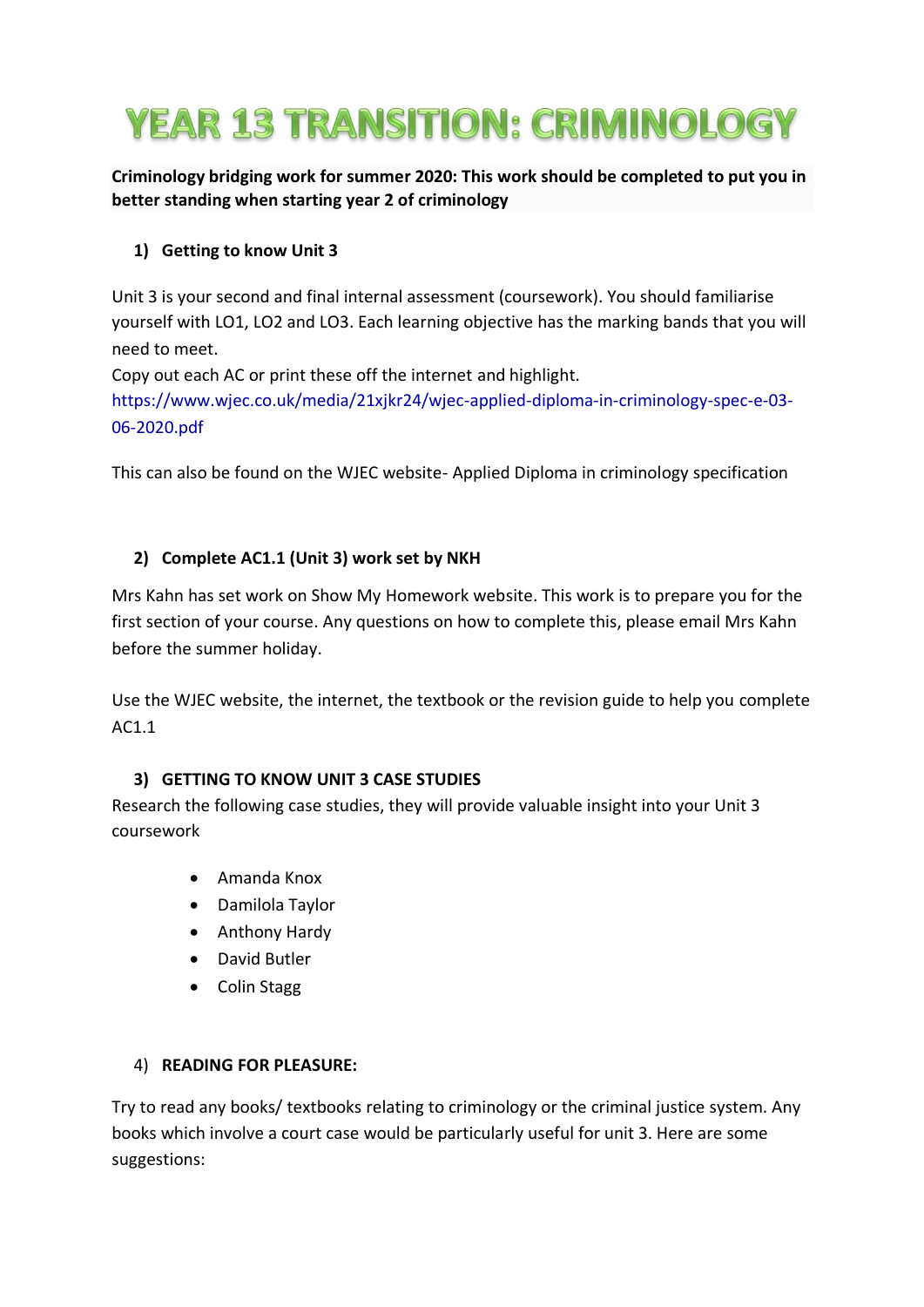# YEAR 13 TRANSITION: CRIMINOLOGY

**Criminology bridging work for summer 2020: This work should be completed to put you in better standing when starting year 2 of criminology**

## 1) Getting to know Unit 3

Unit 3 is your second and final internal assessment (coursework). You should familiarise yourself with LO1, LO2 and LO3. Each learning objective has the marking bands that you will need to meet.

Copy out each AC or print these off the internet and highlight.

https://www.wjec.co.uk/media/21xjkr24/wjec-applied-diploma-in-criminology-spec-e-03-06-2020.pdf

This can also be found on the WJEC website- Applied Diploma in criminology specification

## 2) Complete AC1.1 (Unit 3) work set by NKH

Mrs Kahn has set work on Show My Homework website. This work is to prepare you for the first section of your course. Any questions on how to complete this, please email Mrs Kahn before the summer holiday.

Use the WJEC website, the internet, the textbook or the revision guide to help you complete AC1.1

## 3) GETTING TO KNOW UNIT 3 CASE STUDIES

Research the following case studies, they will provide valuable insight into your Unit 3 coursework

- Amanda Knox
- Damilola Taylor
- Anthony Hardy
- David Butler
- Colin Stagg

## 4) READING FOR PLEASURE:

Try to read any books/ textbooks relating to criminology or the criminal justice system. Any books which involve a court case would be particularly useful for unit 3. Here are some suggestions: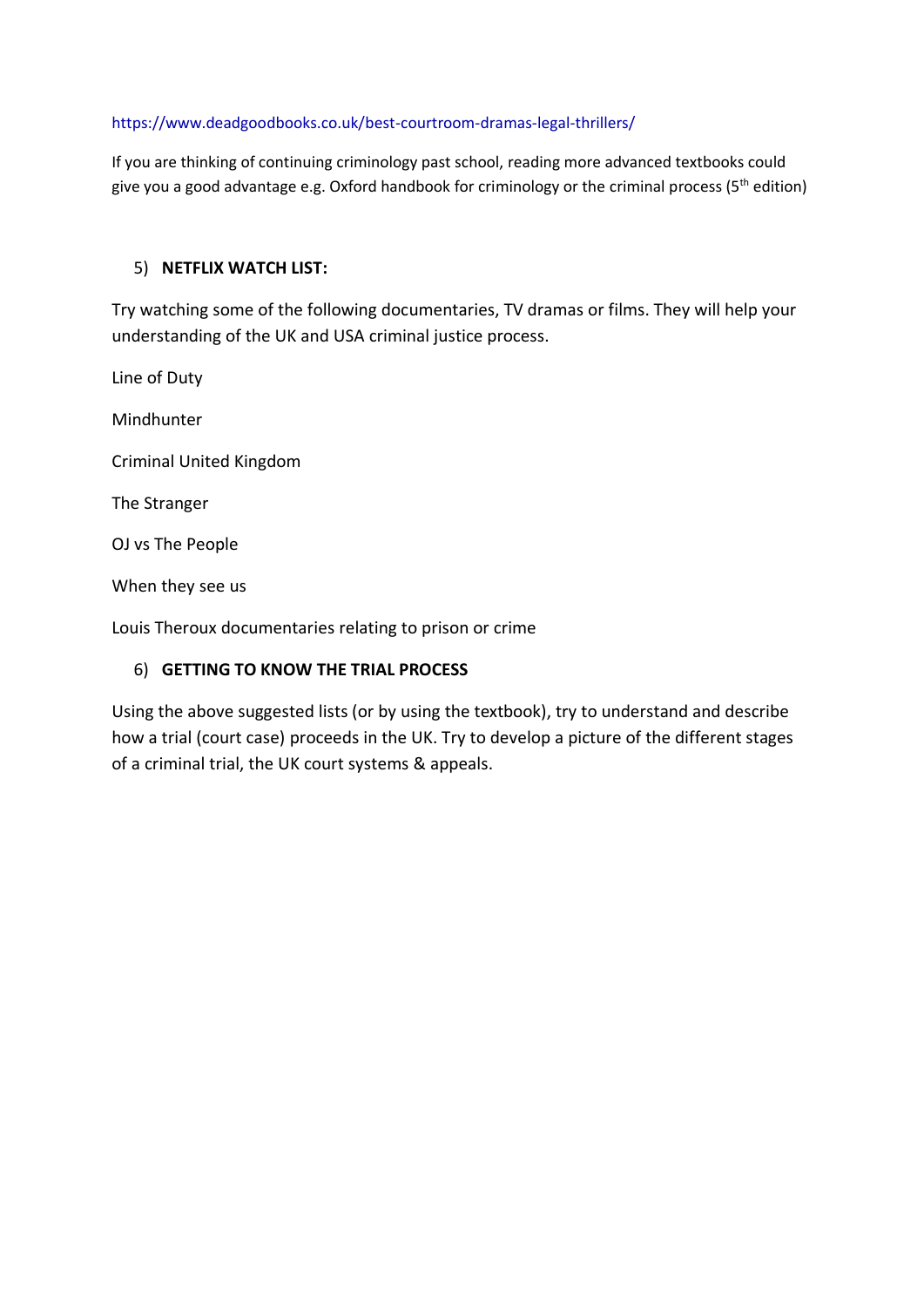https://www.deadgoodbooks.co.uk/best-courtroom-dramas-legal-thrillers/

If you are thinking of continuing criminology past school, reading more advanced textbooks could give you a good advantage e.g. Oxford handbook for criminology or the criminal process (5th edition)

5) **NETFLIX WATCH LIST:**

Try watching some of the following documentaries, TV dramas or films. They will help your understanding of the UK and USA criminal justice process.

Line of Duty

Mindhunter

Criminal United Kingdom

The Stranger

OJ vs The People

When they see us

Louis Theroux documentaries relating to prison or crime

6) **GETTING TO KNOW THE TRIAL PROCESS**

Using the above suggested lists (or by using the textbook), try to understand and describe how a trial (court case) proceeds in the UK. Try to develop a picture of the different stages of a criminal trial, the UK court systems & appeals.